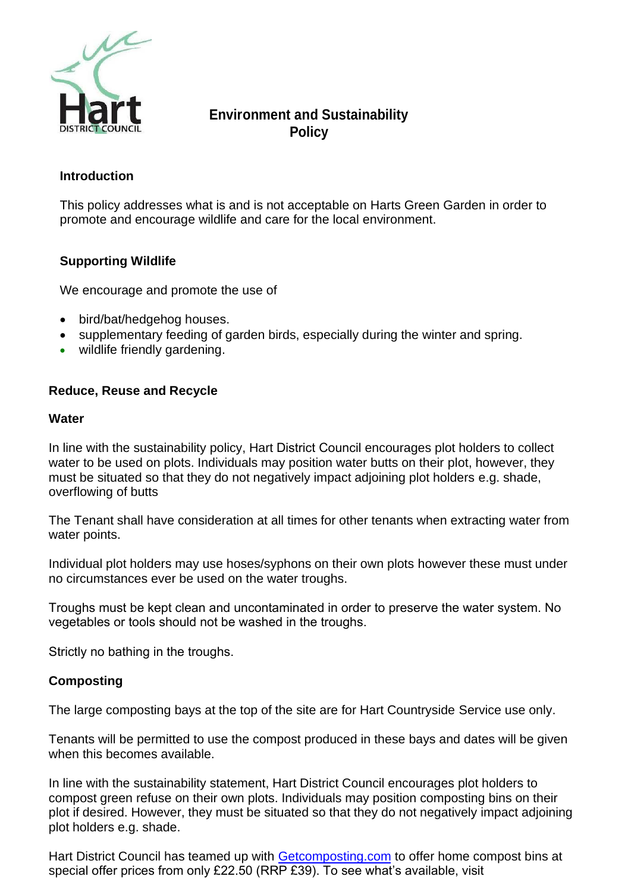# Environment and Sustainability Policy

## Introduction

This policy addresses what is and is not acceptable on Harts Green Garden in order to promote and encourage wildlife and care for the local environment.

## Supporting Wildlife

We encourage and promote the use of

- bird/bat/hedgehog houses.
- supplementary feeding of garden birds, especially during the winter and spring.
- wildlife friendly gardening.

## Reduce, Reuse and Recycle

### Water

In line with the sustainability policy, Hart District Council encourages plot holders to collect water to be used on plots. Individuals may position water butts on their plot, however, they must be situated so that they do not negatively impact adjoining plot holders e.g. shade, overflowing of butts

The Tenant shall have consideration at all times for other tenants when extracting water from water points.

Individual plot holders may use hoses/syphons on their own plots however these must under no circumstances ever be used on the water troughs.

Troughs must be kept clean and uncontaminated in order to preserve the water system. No vegetables or tools should not be washed in the troughs.

Strictly no bathing in the troughs.

### Composting

The large composting bays at the top of the site are for Hart Countryside Service use only.

Tenants will be permitted to use the compost produced in these bays and dates will be given when this becomes available.

In line with the sustainability statement, Hart District Council encourages plot holders to compost green refuse on their own plots. Individuals may position composting bins on their plot if desired. However, they must be situated so that they do not negatively impact adjoining plot holders e.g. shade.

Hart District Council has teamed up with Getcomposting.com to offer home compost bins at special offer prices from only £22.50 (RRP £39). To see what's available, visit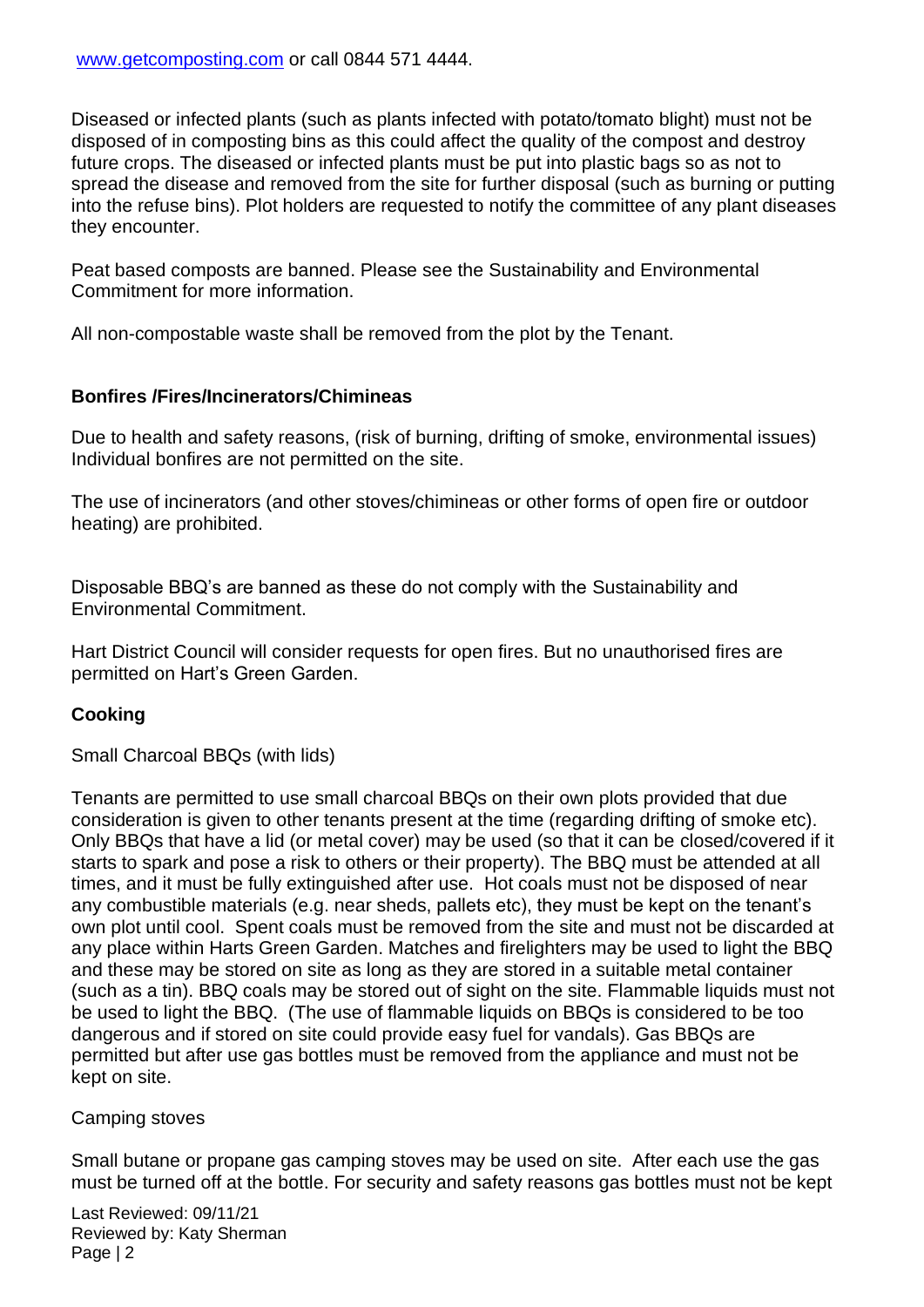[www.getcomposting.com](http://www.getcomposting.com) or call 0844 571 4444.

Diseased or infected plants (such as plants infected with potato/tomato blight) must not be disposed of in composting bins as this could affect the quality of the compost and destroy future crops. The diseased or infected plants must be put into plastic bags so as not to spread the disease and removed from the site for further disposal (such as burning or putting into the refuse bins). Plot holders are requested to notify the committee of any plant diseases they encounter.

Peat based composts are banned. Please see the Sustainability and Environmental Commitment for more information.

All non-compostable waste shall be removed from the plot by the Tenant.

**Bonfires /Fires/Incinerators/Chimineas**

Due to health and safety reasons, (risk of burning, drifting of smoke, environmental issues) Individual bonfires are not permitted on the site.

The use of incinerators (and other stoves/chimineas or other forms of open fire or outdoor heating) are prohibited.

Disposable BBQ's are banned as these do not comply with the Sustainability and Environmental Commitment.

Hart District Council will consider requests for open fires. But no unauthorised fires are permitted on Hart's Green Garden.

**Cooking**

Small Charcoal BBQs (with lids)

Tenants are permitted to use small charcoal BBQs on their own plots provided that due consideration is given to other tenants present at the time (regarding drifting of smoke etc). Only BBQs that have a lid (or metal cover) may be used (so that it can be closed/covered if it starts to spark and pose a risk to others or their property). The BBQ must be attended at all times, and it must be fully extinguished after use. Hot coals must not be disposed of near any combustible materials (e.g. near sheds, pallets etc), they must be kept on the tenant's own plot until cool. Spent coals must be removed from the site and must not be discarded at any place within Harts Green Garden. Matches and firelighters may be used to light the BBQ and these may be stored on site as long as they are stored in a suitable metal container (such as a tin). BBQ coals may be stored out of sight on the site. Flammable liquids must not be used to light the BBQ. (The use of flammable liquids on BBQs is considered to be too dangerous and if stored on site could provide easy fuel for vandals). Gas BBQs are permitted but after use gas bottles must be removed from the appliance and must not be kept on site.

Camping stoves

Small butane or propane gas camping stoves may be used on site. After each use the gas must be turned off at the bottle. For security and safety reasons gas bottles must not be kept

Last Reviewed: 09/11/21
Reviewed by: Katy Sherman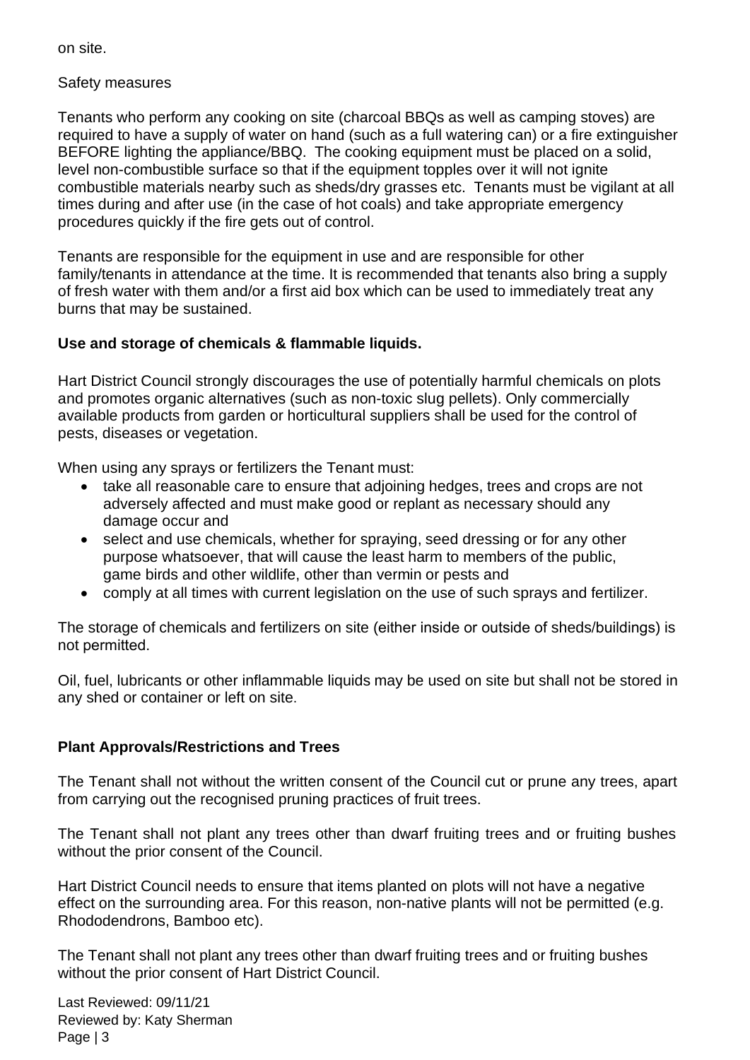on site.

Safety measures

Tenants who perform any cooking on site (charcoal BBQs as well as camping stoves) are required to have a supply of water on hand (such as a full watering can) or a fire extinguisher BEFORE lighting the appliance/BBQ. The cooking equipment must be placed on a solid, level non-combustible surface so that if the equipment topples over it will not ignite combustible materials nearby such as sheds/dry grasses etc. Tenants must be vigilant at all times during and after use (in the case of hot coals) and take appropriate emergency procedures quickly if the fire gets out of control.

Tenants are responsible for the equipment in use and are responsible for other family/tenants in attendance at the time. It is recommended that tenants also bring a supply of fresh water with them and/or a first aid box which can be used to immediately treat any burns that may be sustained.

**Use and storage of chemicals & flammable liquids.**

Hart District Council strongly discourages the use of potentially harmful chemicals on plots and promotes organic alternatives (such as non-toxic slug pellets). Only commercially available products from garden or horticultural suppliers shall be used for the control of pests, diseases or vegetation.

When using any sprays or fertilizers the Tenant must:

- take all reasonable care to ensure that adjoining hedges, trees and crops are not adversely affected and must make good or replant as necessary should any damage occur and
- select and use chemicals, whether for spraying, seed dressing or for any other purpose whatsoever, that will cause the least harm to members of the public, game birds and other wildlife, other than vermin or pests and
- comply at all times with current legislation on the use of such sprays and fertilizer.

The storage of chemicals and fertilizers on site (either inside or outside of sheds/buildings) is not permitted.

Oil, fuel, lubricants or other inflammable liquids may be used on site but shall not be stored in any shed or container or left on site.

**Plant Approvals/Restrictions and Trees**

The Tenant shall not without the written consent of the Council cut or prune any trees, apart from carrying out the recognised pruning practices of fruit trees.

The Tenant shall not plant any trees other than dwarf fruiting trees and or fruiting bushes without the prior consent of the Council.

Hart District Council needs to ensure that items planted on plots will not have a negative effect on the surrounding area. For this reason, non-native plants will not be permitted (e.g. Rhododendrons, Bamboo etc).

The Tenant shall not plant any trees other than dwarf fruiting trees and or fruiting bushes without the prior consent of Hart District Council.

Last Reviewed: 09/11/21
Reviewed by: Katy Sherman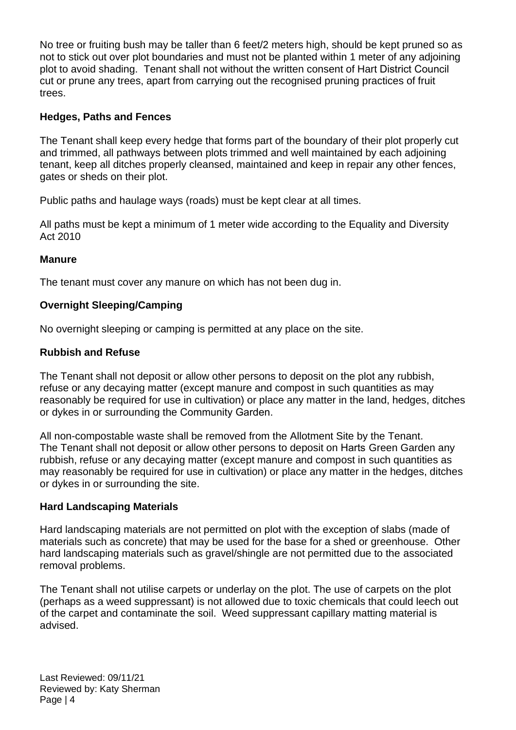No tree or fruiting bush may be taller than 6 feet/2 meters high, should be kept pruned so as not to stick out over plot boundaries and must not be planted within 1 meter of any adjoining plot to avoid shading. Tenant shall not without the written consent of Hart District Council cut or prune any trees, apart from carrying out the recognised pruning practices of fruit trees.

### Hedges, Paths and Fences

The Tenant shall keep every hedge that forms part of the boundary of their plot properly cut and trimmed, all pathways between plots trimmed and well maintained by each adjoining tenant, keep all ditches properly cleansed, maintained and keep in repair any other fences, gates or sheds on their plot.

Public paths and haulage ways (roads) must be kept clear at all times.

All paths must be kept a minimum of 1 meter wide according to the Equality and Diversity Act 2010

### Manure

The tenant must cover any manure on which has not been dug in.

### Overnight Sleeping/Camping

No overnight sleeping or camping is permitted at any place on the site.

### Rubbish and Refuse

The Tenant shall not deposit or allow other persons to deposit on the plot any rubbish, refuse or any decaying matter (except manure and compost in such quantities as may reasonably be required for use in cultivation) or place any matter in the land, hedges, ditches or dykes in or surrounding the Community Garden.

All non-compostable waste shall be removed from the Allotment Site by the Tenant.
The Tenant shall not deposit or allow other persons to deposit on Harts Green Garden any rubbish, refuse or any decaying matter (except manure and compost in such quantities as may reasonably be required for use in cultivation) or place any matter in the hedges, ditches or dykes in or surrounding the site.

### Hard Landscaping Materials

Hard landscaping materials are not permitted on plot with the exception of slabs (made of materials such as concrete) that may be used for the base for a shed or greenhouse. Other hard landscaping materials such as gravel/shingle are not permitted due to the associated removal problems.

The Tenant shall not utilise carpets or underlay on the plot. The use of carpets on the plot (perhaps as a weed suppressant) is not allowed due to toxic chemicals that could leech out of the carpet and contaminate the soil. Weed suppressant capillary matting material is advised.

Last Reviewed: 09/11/21
Reviewed by: Katy Sherman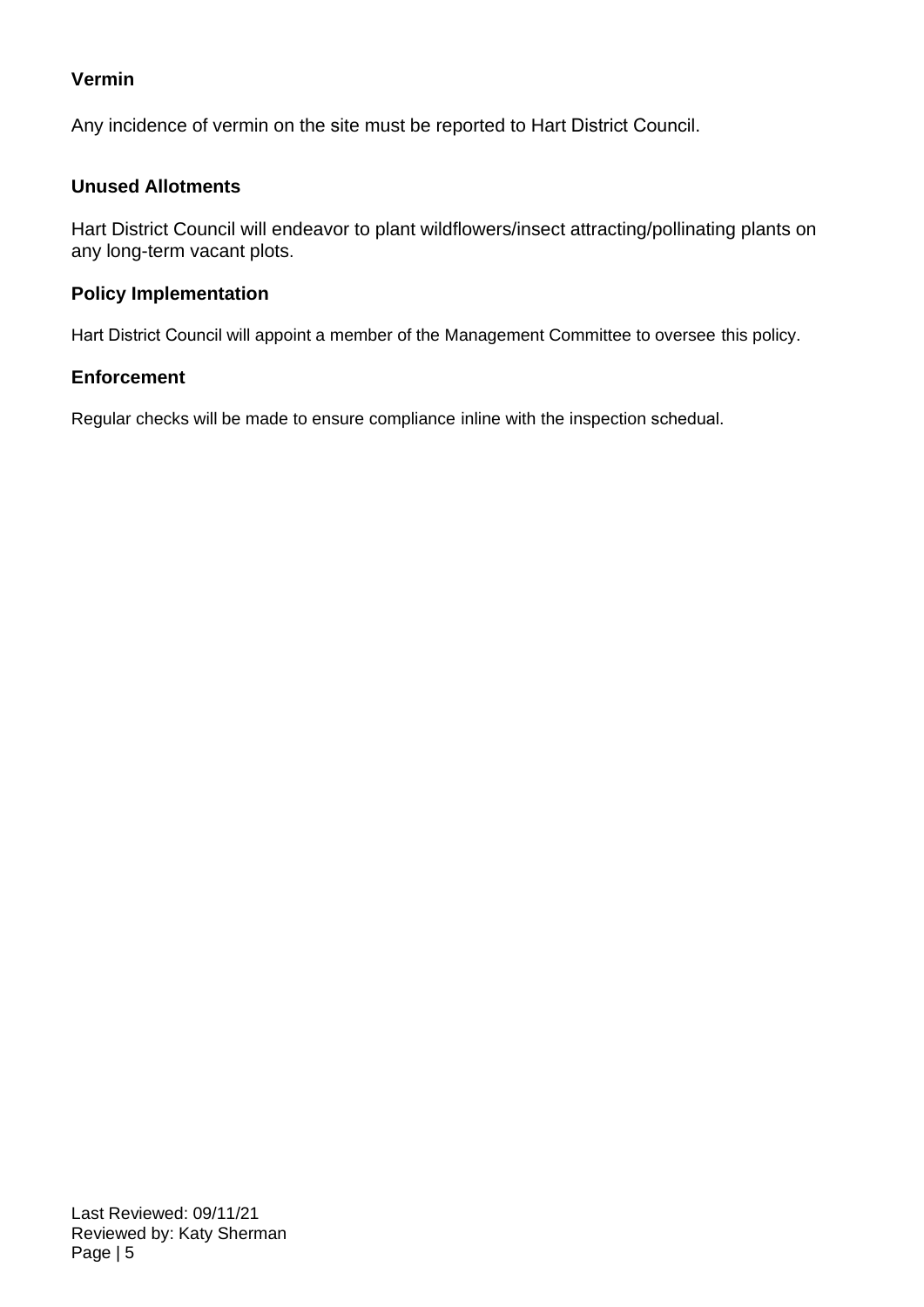### Vermin

Any incidence of vermin on the site must be reported to Hart District Council.

### Unused Allotments

Hart District Council will endeavor to plant wildflowers/insect attracting/pollinating plants on any long-term vacant plots.

### Policy Implementation

Hart District Council will appoint a member of the Management Committee to oversee this policy.

### Enforcement

Regular checks will be made to ensure compliance inline with the inspection schedual.

Last Reviewed: 09/11/21
Reviewed by: Katy Sherman